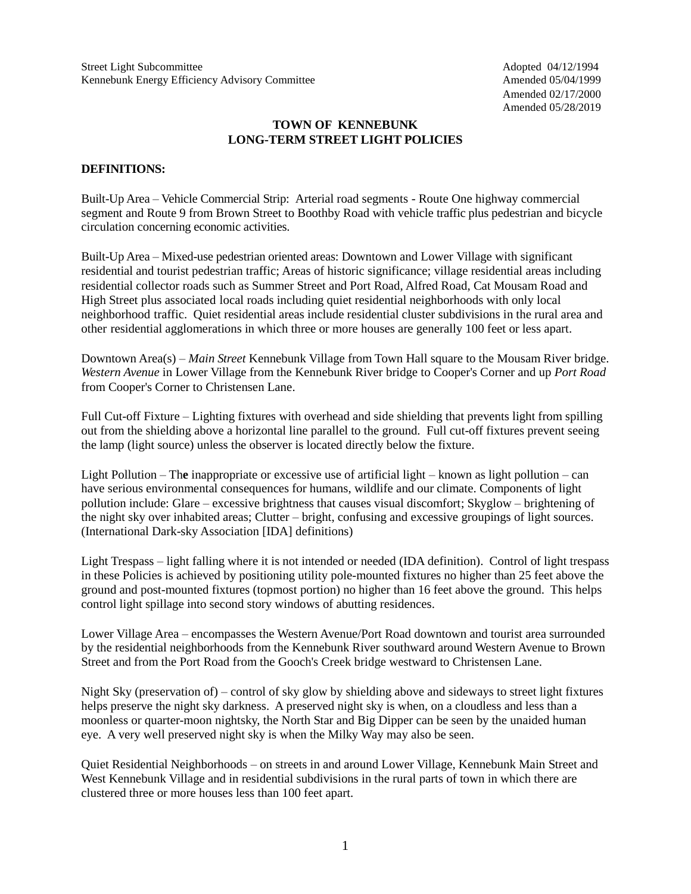Street Light Subcommittee
Kennebunk Energy Efficiency Advisory Committee

Adopted 04/12/1994
Amended 05/04/1999
Amended 02/17/2000
Amended 05/28/2019

# TOWN OF KENNEBUNK
# LONG-TERM STREET LIGHT POLICIES

**DEFINITIONS:**

Built-Up Area – Vehicle Commercial Strip: Arterial road segments - Route One highway commercial segment and Route 9 from Brown Street to Boothby Road with vehicle traffic plus pedestrian and bicycle circulation concerning economic activities.

Built-Up Area – Mixed-use pedestrian oriented areas: Downtown and Lower Village with significant residential and tourist pedestrian traffic; Areas of historic significance; village residential areas including residential collector roads such as Summer Street and Port Road, Alfred Road, Cat Mousam Road and High Street plus associated local roads including quiet residential neighborhoods with only local neighborhood traffic. Quiet residential areas include residential cluster subdivisions in the rural area and other residential agglomerations in which three or more houses are generally 100 feet or less apart.

Downtown Area(s) – *Main Street* Kennebunk Village from Town Hall square to the Mousam River bridge. *Western Avenue* in Lower Village from the Kennebunk River bridge to Cooper's Corner and up *Port Road* from Cooper's Corner to Christensen Lane.

Full Cut-off Fixture – Lighting fixtures with overhead and side shielding that prevents light from spilling out from the shielding above a horizontal line parallel to the ground. Full cut-off fixtures prevent seeing the lamp (light source) unless the observer is located directly below the fixture.

Light Pollution – Th**e** inappropriate or excessive use of artificial light – known as light pollution – can have serious environmental consequences for humans, wildlife and our climate. Components of light pollution include: Glare – excessive brightness that causes visual discomfort; Skyglow – brightening of the night sky over inhabited areas; Clutter – bright, confusing and excessive groupings of light sources. (International Dark-sky Association [IDA] definitions)

Light Trespass – light falling where it is not intended or needed (IDA definition). Control of light trespass in these Policies is achieved by positioning utility pole-mounted fixtures no higher than 25 feet above the ground and post-mounted fixtures (topmost portion) no higher than 16 feet above the ground. This helps control light spillage into second story windows of abutting residences.

Lower Village Area – encompasses the Western Avenue/Port Road downtown and tourist area surrounded by the residential neighborhoods from the Kennebunk River southward around Western Avenue to Brown Street and from the Port Road from the Gooch's Creek bridge westward to Christensen Lane.

Night Sky (preservation of) – control of sky glow by shielding above and sideways to street light fixtures helps preserve the night sky darkness. A preserved night sky is when, on a cloudless and less than a moonless or quarter-moon nightsky, the North Star and Big Dipper can be seen by the unaided human eye. A very well preserved night sky is when the Milky Way may also be seen.

Quiet Residential Neighborhoods – on streets in and around Lower Village, Kennebunk Main Street and West Kennebunk Village and in residential subdivisions in the rural parts of town in which there are clustered three or more houses less than 100 feet apart.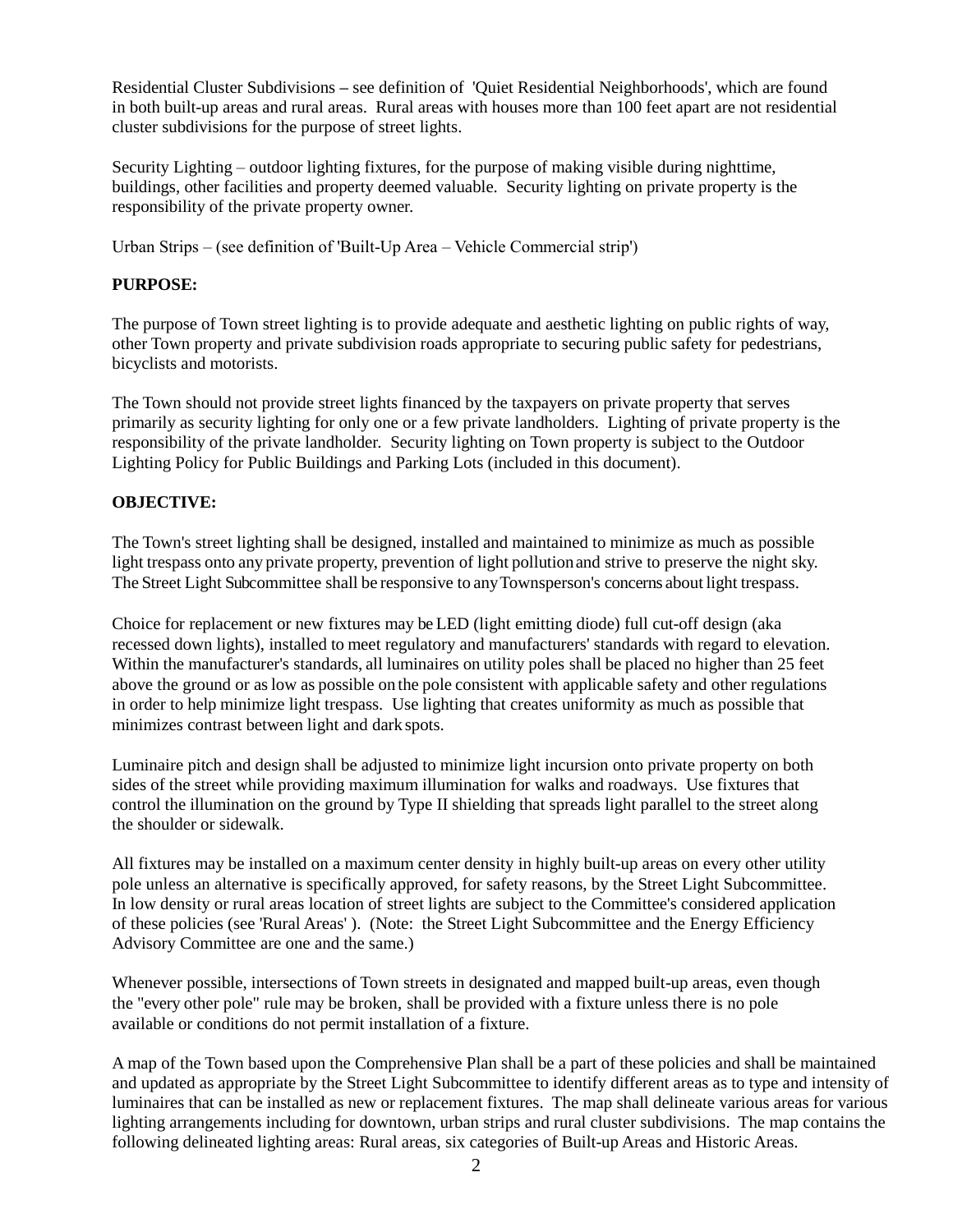Residential Cluster Subdivisions – see definition of 'Quiet Residential Neighborhoods', which are found in both built-up areas and rural areas. Rural areas with houses more than 100 feet apart are not residential cluster subdivisions for the purpose of street lights.

Security Lighting – outdoor lighting fixtures, for the purpose of making visible during nighttime, buildings, other facilities and property deemed valuable. Security lighting on private property is the responsibility of the private property owner.

Urban Strips – (see definition of 'Built-Up Area – Vehicle Commercial strip')

**PURPOSE:**

The purpose of Town street lighting is to provide adequate and aesthetic lighting on public rights of way, other Town property and private subdivision roads appropriate to securing public safety for pedestrians, bicyclists and motorists.

The Town should not provide street lights financed by the taxpayers on private property that serves primarily as security lighting for only one or a few private landholders. Lighting of private property is the responsibility of the private landholder. Security lighting on Town property is subject to the Outdoor Lighting Policy for Public Buildings and Parking Lots (included in this document).

**OBJECTIVE:**

The Town's street lighting shall be designed, installed and maintained to minimize as much as possible light trespass onto any private property, prevention of light pollution and strive to preserve the night sky. The Street Light Subcommittee shall be responsive to any Townsperson's concerns about light trespass.

Choice for replacement or new fixtures may be LED (light emitting diode) full cut-off design (aka recessed down lights), installed to meet regulatory and manufacturers' standards with regard to elevation. Within the manufacturer's standards, all luminaires on utility poles shall be placed no higher than 25 feet above the ground or as low as possible on the pole consistent with applicable safety and other regulations in order to help minimize light trespass. Use lighting that creates uniformity as much as possible that minimizes contrast between light and dark spots.

Luminaire pitch and design shall be adjusted to minimize light incursion onto private property on both sides of the street while providing maximum illumination for walks and roadways. Use fixtures that control the illumination on the ground by Type II shielding that spreads light parallel to the street along the shoulder or sidewalk.

All fixtures may be installed on a maximum center density in highly built-up areas on every other utility pole unless an alternative is specifically approved, for safety reasons, by the Street Light Subcommittee. In low density or rural areas location of street lights are subject to the Committee's considered application of these policies (see 'Rural Areas' ). (Note: the Street Light Subcommittee and the Energy Efficiency Advisory Committee are one and the same.)

Whenever possible, intersections of Town streets in designated and mapped built-up areas, even though the "every other pole" rule may be broken, shall be provided with a fixture unless there is no pole available or conditions do not permit installation of a fixture.

A map of the Town based upon the Comprehensive Plan shall be a part of these policies and shall be maintained and updated as appropriate by the Street Light Subcommittee to identify different areas as to type and intensity of luminaires that can be installed as new or replacement fixtures. The map shall delineate various areas for various lighting arrangements including for downtown, urban strips and rural cluster subdivisions. The map contains the following delineated lighting areas: Rural areas, six categories of Built-up Areas and Historic Areas.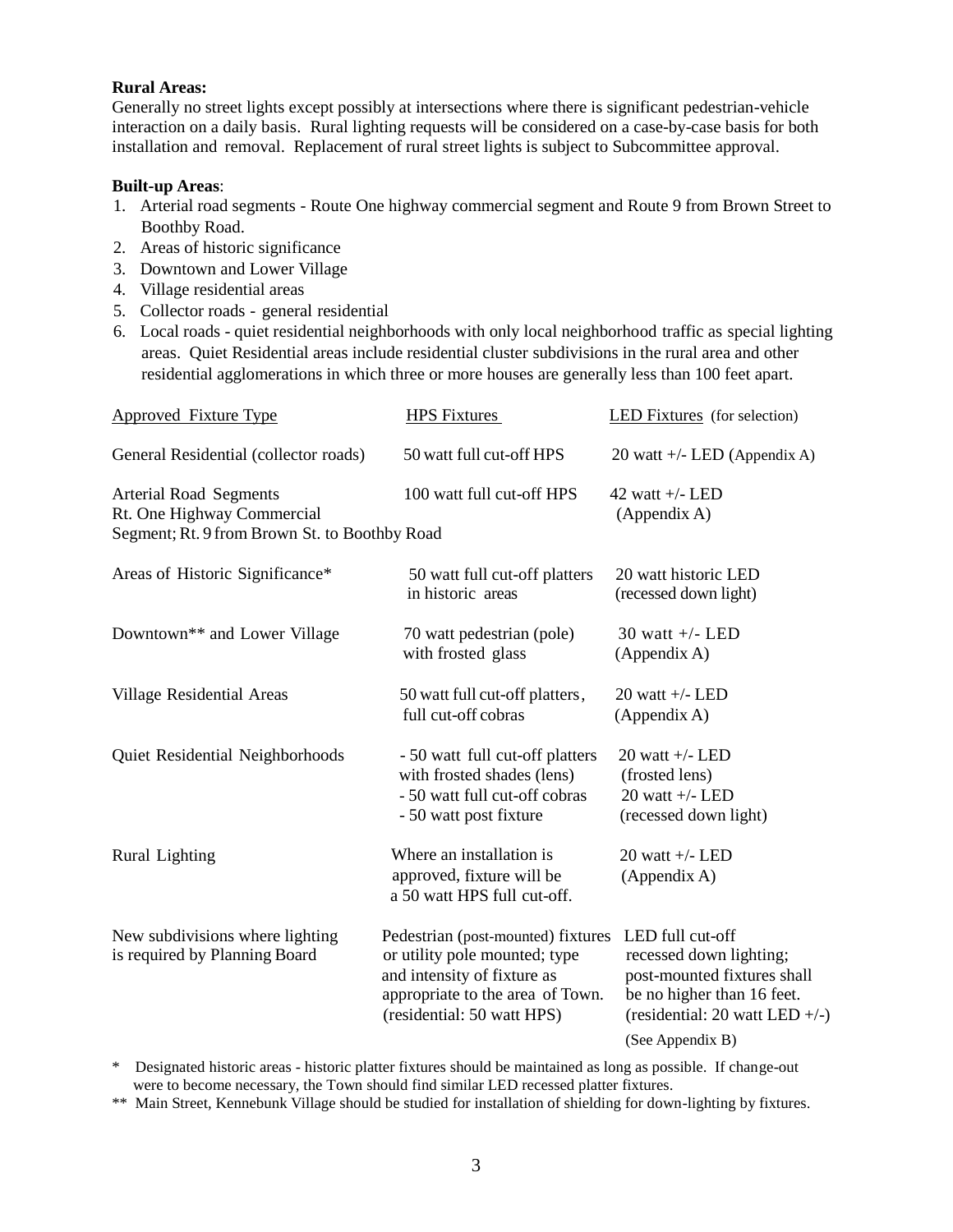**Rural Areas:**
Generally no street lights except possibly at intersections where there is significant pedestrian-vehicle interaction on a daily basis. Rural lighting requests will be considered on a case-by-case basis for both installation and removal. Replacement of rural street lights is subject to Subcommittee approval.

**Built-up Areas**:

1. Arterial road segments - Route One highway commercial segment and Route 9 from Brown Street to Boothby Road.
2. Areas of historic significance
3. Downtown and Lower Village
4. Village residential areas
5. Collector roads - general residential
6. Local roads - quiet residential neighborhoods with only local neighborhood traffic as special lighting areas. Quiet Residential areas include residential cluster subdivisions in the rural area and other residential agglomerations in which three or more houses are generally less than 100 feet apart.

| Approved Fixture Type | HPS Fixtures | LED Fixtures (for selection) |
|---|---|---|
| General Residential (collector roads) | 50 watt full cut-off HPS | 20 watt +/- LED (Appendix A) |
| Arterial Road Segments Rt. One Highway Commercial Segment; Rt. 9 from Brown St. to Boothby Road | 100 watt full cut-off HPS | 42 watt +/- LED (Appendix A) |
| Areas of Historic Significance* | 50 watt full cut-off platters in historic areas | 20 watt historic LED (recessed down light) |
| Downtown** and Lower Village | 70 watt pedestrian (pole) with frosted glass | 30 watt +/- LED (Appendix A) |
| Village Residential Areas | 50 watt full cut-off platters, full cut-off cobras | 20 watt +/- LED (Appendix A) |
| Quiet Residential Neighborhoods | - 50 watt full cut-off platters with frosted shades (lens)<br>- 50 watt full cut-off cobras<br>- 50 watt post fixture | 20 watt +/- LED (frosted lens)<br>20 watt +/- LED (recessed down light) |
| Rural Lighting | Where an installation is approved, fixture will be a 50 watt HPS full cut-off. | 20 watt +/- LED (Appendix A) |
| New subdivisions where lighting is required by Planning Board | Pedestrian (post-mounted) fixtures or utility pole mounted; type and intensity of fixture as appropriate to the area of Town. (residential: 50 watt HPS) | LED full cut-off recessed down lighting; post-mounted fixtures shall be no higher than 16 feet. (residential: 20 watt LED +/-) (See Appendix B) |

\* Designated historic areas - historic platter fixtures should be maintained as long as possible. If change-out were to become necessary, the Town should find similar LED recessed platter fixtures.

\*\* Main Street, Kennebunk Village should be studied for installation of shielding for down-lighting by fixtures.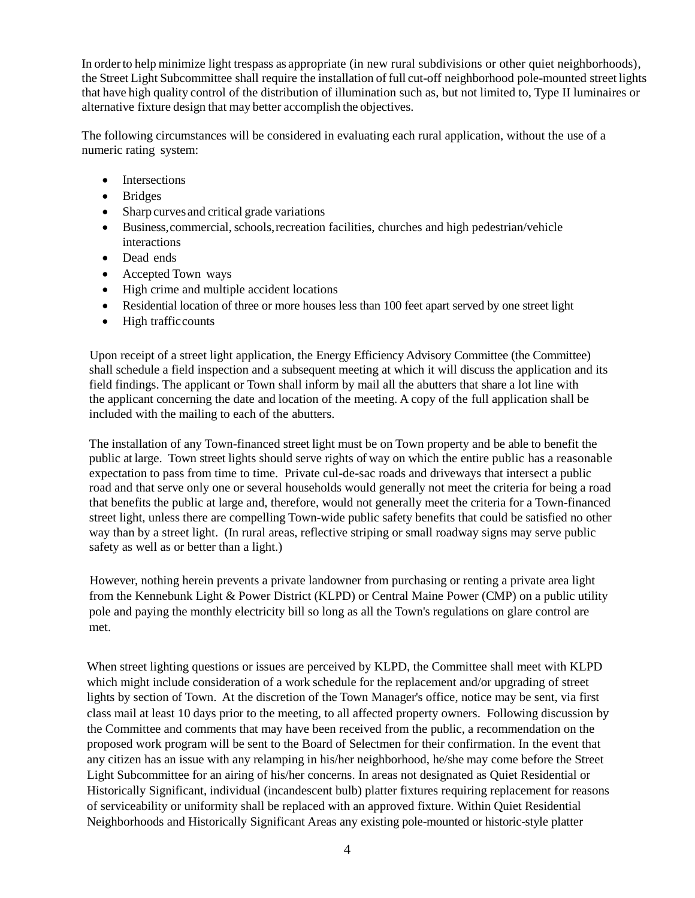In order to help minimize light trespass as appropriate (in new rural subdivisions or other quiet neighborhoods), the Street Light Subcommittee shall require the installation of full cut-off neighborhood pole-mounted street lights that have high quality control of the distribution of illumination such as, but not limited to, Type II luminaires or alternative fixture design that may better accomplish the objectives.

The following circumstances will be considered in evaluating each rural application, without the use of a numeric rating system:

- Intersections
- Bridges
- Sharp curves and critical grade variations
- Business, commercial, schools, recreation facilities, churches and high pedestrian/vehicle interactions
- Dead ends
- Accepted Town ways
- High crime and multiple accident locations
- Residential location of three or more houses less than 100 feet apart served by one street light
- High traffic counts

Upon receipt of a street light application, the Energy Efficiency Advisory Committee (the Committee) shall schedule a field inspection and a subsequent meeting at which it will discuss the application and its field findings. The applicant or Town shall inform by mail all the abutters that share a lot line with the applicant concerning the date and location of the meeting. A copy of the full application shall be included with the mailing to each of the abutters.

The installation of any Town-financed street light must be on Town property and be able to benefit the public at large. Town street lights should serve rights of way on which the entire public has a reasonable expectation to pass from time to time. Private cul-de-sac roads and driveways that intersect a public road and that serve only one or several households would generally not meet the criteria for being a road that benefits the public at large and, therefore, would not generally meet the criteria for a Town-financed street light, unless there are compelling Town-wide public safety benefits that could be satisfied no other way than by a street light. (In rural areas, reflective striping or small roadway signs may serve public safety as well as or better than a light.)

However, nothing herein prevents a private landowner from purchasing or renting a private area light from the Kennebunk Light & Power District (KLPD) or Central Maine Power (CMP) on a public utility pole and paying the monthly electricity bill so long as all the Town's regulations on glare control are met.

When street lighting questions or issues are perceived by KLPD, the Committee shall meet with KLPD which might include consideration of a work schedule for the replacement and/or upgrading of street lights by section of Town. At the discretion of the Town Manager's office, notice may be sent, via first class mail at least 10 days prior to the meeting, to all affected property owners. Following discussion by the Committee and comments that may have been received from the public, a recommendation on the proposed work program will be sent to the Board of Selectmen for their confirmation. In the event that any citizen has an issue with any relamping in his/her neighborhood, he/she may come before the Street Light Subcommittee for an airing of his/her concerns. In areas not designated as Quiet Residential or Historically Significant, individual (incandescent bulb) platter fixtures requiring replacement for reasons of serviceability or uniformity shall be replaced with an approved fixture. Within Quiet Residential Neighborhoods and Historically Significant Areas any existing pole-mounted or historic-style platter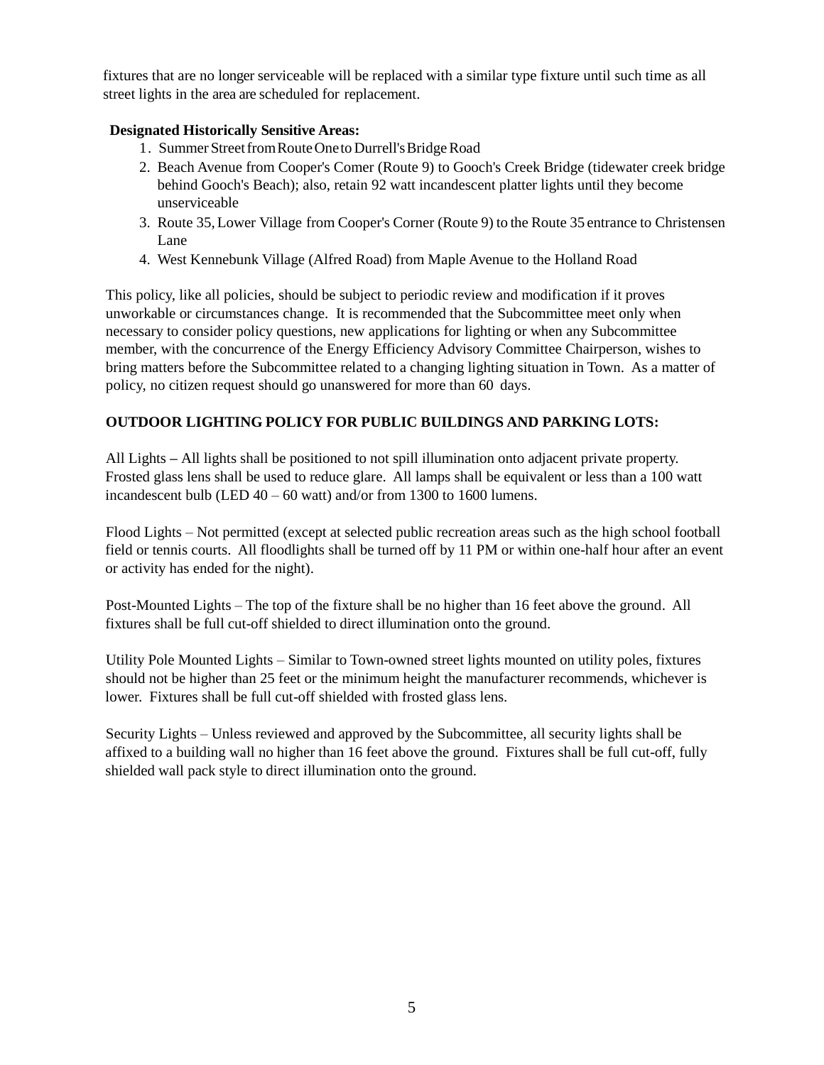fixtures that are no longer serviceable will be replaced with a similar type fixture until such time as all street lights in the area are scheduled for replacement.

**Designated Historically Sensitive Areas:**

1. Summer Street from Route One to Durrell's Bridge Road
2. Beach Avenue from Cooper's Comer (Route 9) to Gooch's Creek Bridge (tidewater creek bridge behind Gooch's Beach); also, retain 92 watt incandescent platter lights until they become unserviceable
3. Route 35, Lower Village from Cooper's Corner (Route 9) to the Route 35 entrance to Christensen Lane
4. West Kennebunk Village (Alfred Road) from Maple Avenue to the Holland Road

This policy, like all policies, should be subject to periodic review and modification if it proves unworkable or circumstances change. It is recommended that the Subcommittee meet only when necessary to consider policy questions, new applications for lighting or when any Subcommittee member, with the concurrence of the Energy Efficiency Advisory Committee Chairperson, wishes to bring matters before the Subcommittee related to a changing lighting situation in Town. As a matter of policy, no citizen request should go unanswered for more than 60 days.

**OUTDOOR LIGHTING POLICY FOR PUBLIC BUILDINGS AND PARKING LOTS:**

All Lights – All lights shall be positioned to not spill illumination onto adjacent private property. Frosted glass lens shall be used to reduce glare. All lamps shall be equivalent or less than a 100 watt incandescent bulb (LED 40 – 60 watt) and/or from 1300 to 1600 lumens.

Flood Lights – Not permitted (except at selected public recreation areas such as the high school football field or tennis courts. All floodlights shall be turned off by 11 PM or within one-half hour after an event or activity has ended for the night).

Post-Mounted Lights – The top of the fixture shall be no higher than 16 feet above the ground. All fixtures shall be full cut-off shielded to direct illumination onto the ground.

Utility Pole Mounted Lights – Similar to Town-owned street lights mounted on utility poles, fixtures should not be higher than 25 feet or the minimum height the manufacturer recommends, whichever is lower. Fixtures shall be full cut-off shielded with frosted glass lens.

Security Lights – Unless reviewed and approved by the Subcommittee, all security lights shall be affixed to a building wall no higher than 16 feet above the ground. Fixtures shall be full cut-off, fully shielded wall pack style to direct illumination onto the ground.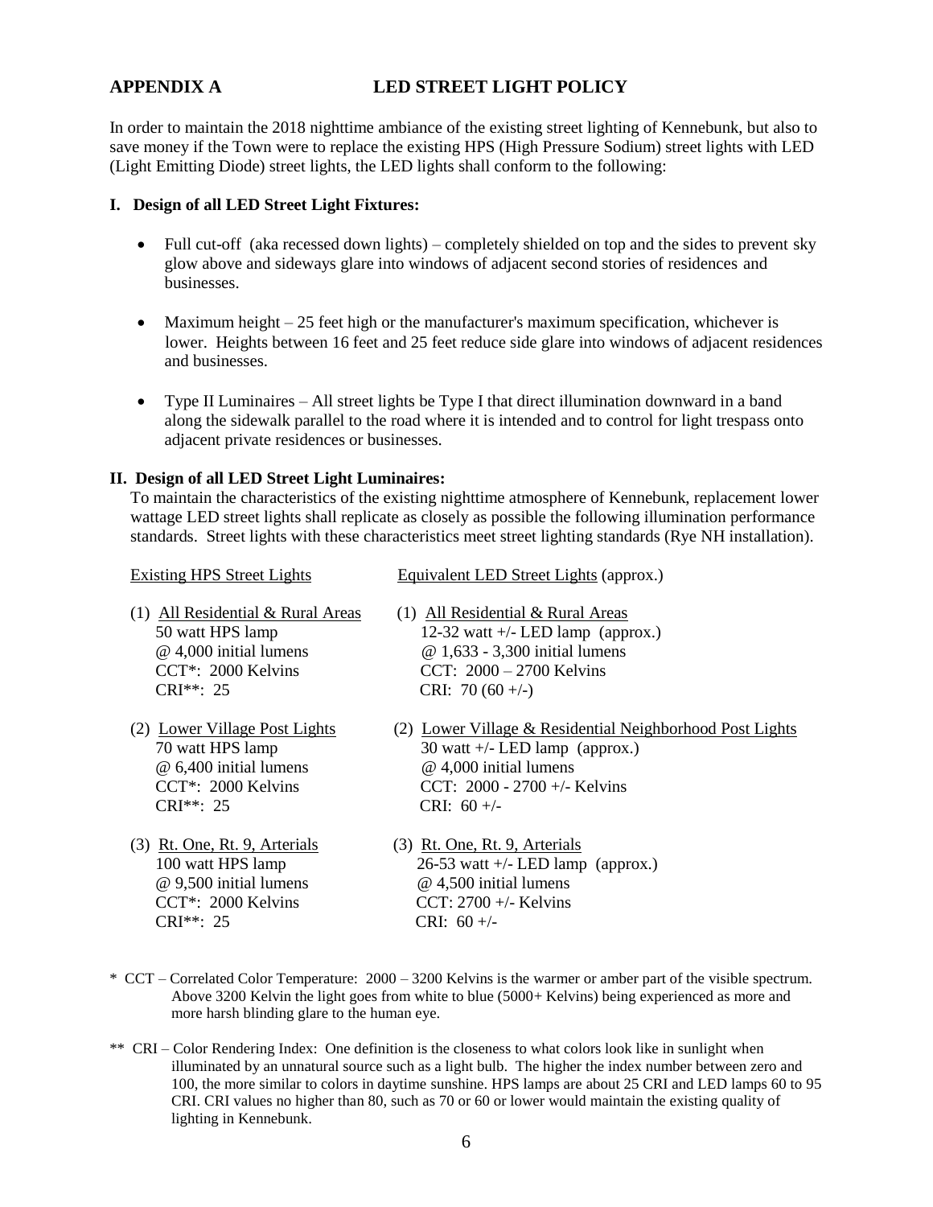## APPENDIX A LED STREET LIGHT POLICY

In order to maintain the 2018 nighttime ambiance of the existing street lighting of Kennebunk, but also to save money if the Town were to replace the existing HPS (High Pressure Sodium) street lights with LED (Light Emitting Diode) street lights, the LED lights shall conform to the following:

### I. Design of all LED Street Light Fixtures:

- Full cut-off (aka recessed down lights) – completely shielded on top and the sides to prevent sky glow above and sideways glare into windows of adjacent second stories of residences and businesses.
- Maximum height – 25 feet high or the manufacturer's maximum specification, whichever is lower. Heights between 16 feet and 25 feet reduce side glare into windows of adjacent residences and businesses.
- Type II Luminaires – All street lights be Type I that direct illumination downward in a band along the sidewalk parallel to the road where it is intended and to control for light trespass onto adjacent private residences or businesses.

### II. Design of all LED Street Light Luminaires:

To maintain the characteristics of the existing nighttime atmosphere of Kennebunk, replacement lower wattage LED street lights shall replicate as closely as possible the following illumination performance standards. Street lights with these characteristics meet street lighting standards (Rye NH installation).

| Existing HPS Street Lights | Equivalent LED Street Lights (approx.) |
|---|---|
| (1) All Residential & Rural Areas<br>50 watt HPS lamp<br>@ 4,000 initial lumens<br>CCT*: 2000 Kelvins<br>CRI**: 25 | (1) All Residential & Rural Areas<br>12-32 watt +/- LED lamp (approx.)<br>@ 1,633 - 3,300 initial lumens<br>CCT: 2000 – 2700 Kelvins<br>CRI: 70 (60 +/-) |
| (2) Lower Village Post Lights<br>70 watt HPS lamp<br>@ 6,400 initial lumens<br>CCT*: 2000 Kelvins<br>CRI**: 25 | (2) Lower Village & Residential Neighborhood Post Lights<br>30 watt +/- LED lamp (approx.)<br>@ 4,000 initial lumens<br>CCT: 2000 - 2700 +/- Kelvins<br>CRI: 60 +/- |
| (3) Rt. One, Rt. 9, Arterials<br>100 watt HPS lamp<br>@ 9,500 initial lumens<br>CCT*: 2000 Kelvins<br>CRI**: 25 | (3) Rt. One, Rt. 9, Arterials<br>26-53 watt +/- LED lamp (approx.)<br>@ 4,500 initial lumens<br>CCT: 2700 +/- Kelvins<br>CRI: 60 +/- |

\* CCT – Correlated Color Temperature: 2000 – 3200 Kelvins is the warmer or amber part of the visible spectrum. Above 3200 Kelvin the light goes from white to blue (5000+ Kelvins) being experienced as more and more harsh blinding glare to the human eye.

\*\* CRI – Color Rendering Index: One definition is the closeness to what colors look like in sunlight when illuminated by an unnatural source such as a light bulb. The higher the index number between zero and 100, the more similar to colors in daytime sunshine. HPS lamps are about 25 CRI and LED lamps 60 to 95 CRI. CRI values no higher than 80, such as 70 or 60 or lower would maintain the existing quality of lighting in Kennebunk.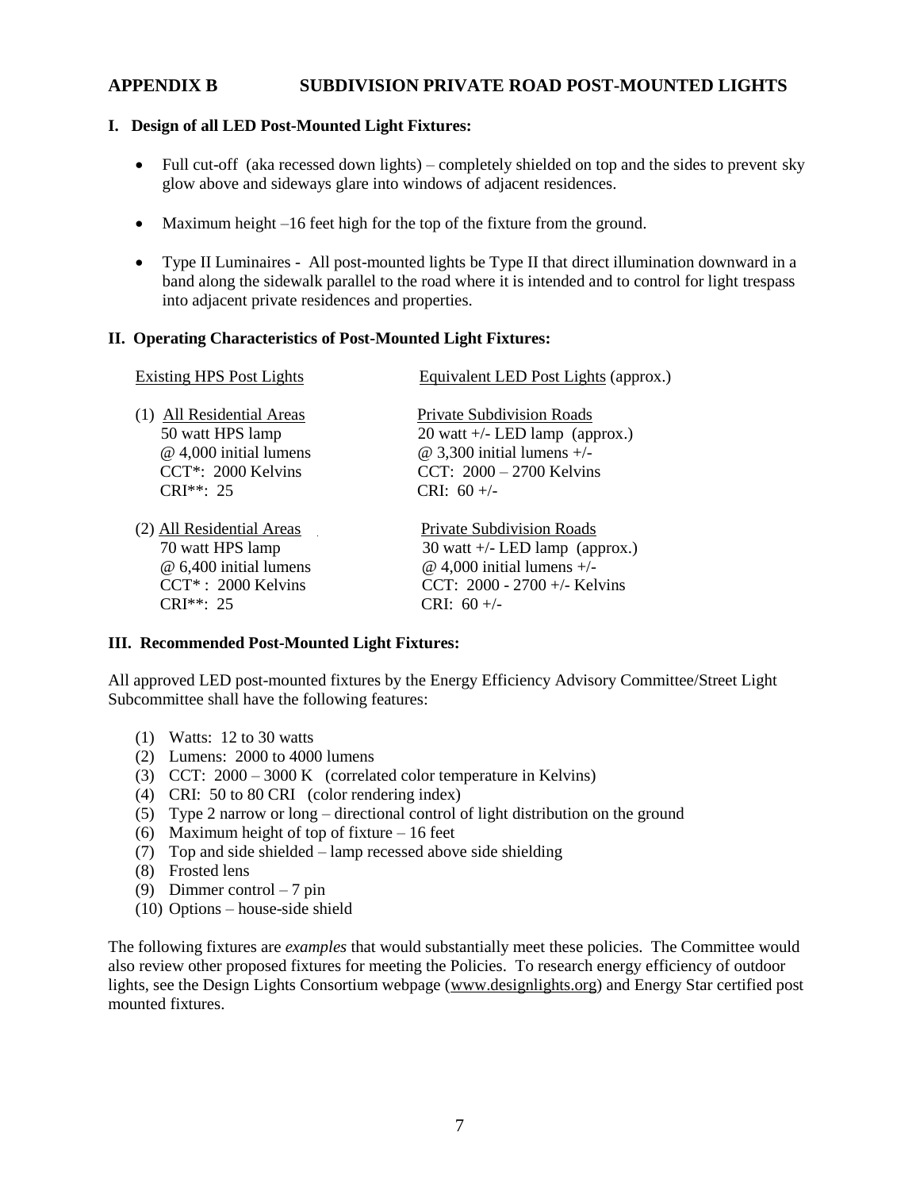## APPENDIX B SUBDIVISION PRIVATE ROAD POST-MOUNTED LIGHTS

### I. Design of all LED Post-Mounted Light Fixtures:

- Full cut-off (aka recessed down lights) – completely shielded on top and the sides to prevent sky glow above and sideways glare into windows of adjacent residences.
- Maximum height –16 feet high for the top of the fixture from the ground.
- Type II Luminaires - All post-mounted lights be Type II that direct illumination downward in a band along the sidewalk parallel to the road where it is intended and to control for light trespass into adjacent private residences and properties.

### II. Operating Characteristics of Post-Mounted Light Fixtures:

| Existing HPS Post Lights | Equivalent LED Post Lights (approx.) |
|---|---|
| (1) All Residential Areas | Private Subdivision Roads |
| 50 watt HPS lamp | 20 watt +/- LED lamp (approx.) |
| @ 4,000 initial lumens | @ 3,300 initial lumens +/- |
| CCT*: 2000 Kelvins | CCT: 2000 – 2700 Kelvins |
| CRI**: 25 | CRI: 60 +/- |
| (2) All Residential Areas | Private Subdivision Roads |
| 70 watt HPS lamp | 30 watt +/- LED lamp (approx.) |
| @ 6,400 initial lumens | @ 4,000 initial lumens +/- |
| CCT* : 2000 Kelvins | CCT: 2000 - 2700 +/- Kelvins |
| CRI**: 25 | CRI: 60 +/- |

### III. Recommended Post-Mounted Light Fixtures:

All approved LED post-mounted fixtures by the Energy Efficiency Advisory Committee/Street Light Subcommittee shall have the following features:

(1) Watts: 12 to 30 watts
(2) Lumens: 2000 to 4000 lumens
(3) CCT: 2000 – 3000 K (correlated color temperature in Kelvins)
(4) CRI: 50 to 80 CRI (color rendering index)
(5) Type 2 narrow or long – directional control of light distribution on the ground
(6) Maximum height of top of fixture – 16 feet
(7) Top and side shielded – lamp recessed above side shielding
(8) Frosted lens
(9) Dimmer control – 7 pin
(10) Options – house-side shield

The following fixtures are *examples* that would substantially meet these policies. The Committee would also review other proposed fixtures for meeting the Policies. To research energy efficiency of outdoor lights, see the Design Lights Consortium webpage (www.designlights.org) and Energy Star certified post mounted fixtures.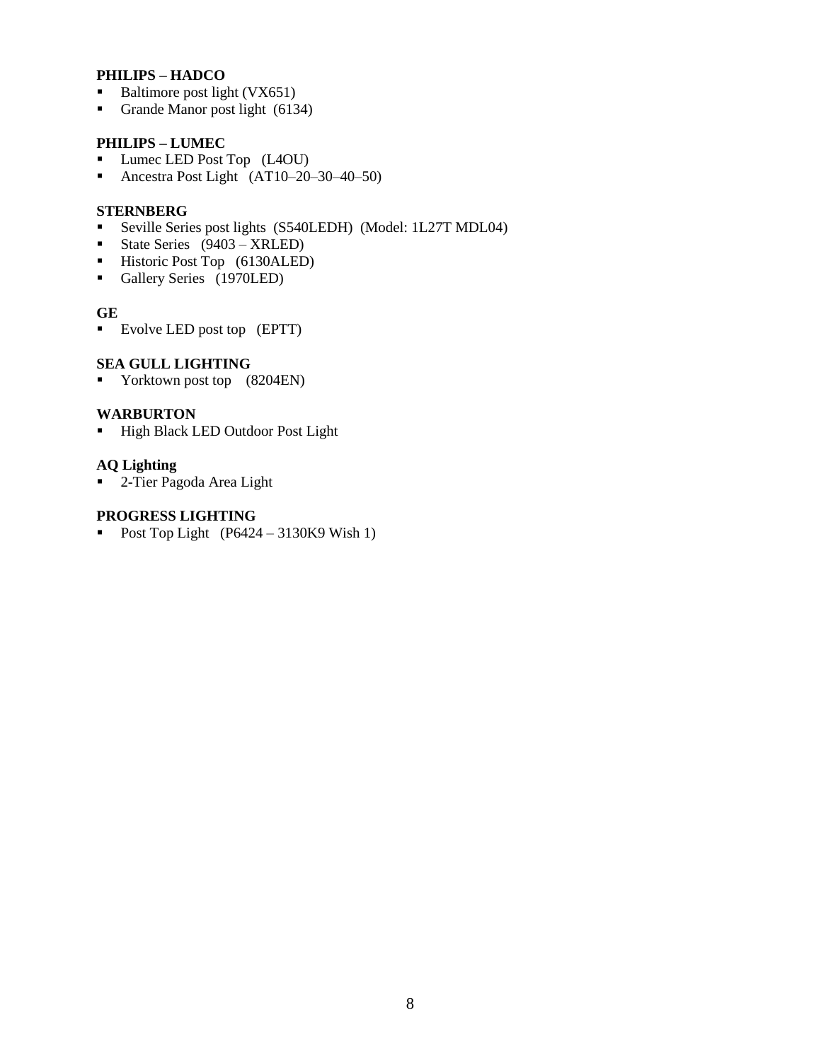**PHILIPS – HADCO**

- Baltimore post light (VX651)
- Grande Manor post light (6134)

**PHILIPS – LUMEC**

- Lumec LED Post Top (L4OU)
- Ancestra Post Light (AT10–20–30–40–50)

**STERNBERG**

- Seville Series post lights (S540LEDH) (Model: 1L27T MDL04)
- State Series (9403 – XRLED)
- Historic Post Top (6130ALED)
- Gallery Series (1970LED)

**GE**

- Evolve LED post top (EPTT)

**SEA GULL LIGHTING**

- Yorktown post top (8204EN)

**WARBURTON**

- High Black LED Outdoor Post Light

**AQ Lighting**

- 2-Tier Pagoda Area Light

**PROGRESS LIGHTING**

- Post Top Light (P6424 – 3130K9 Wish 1)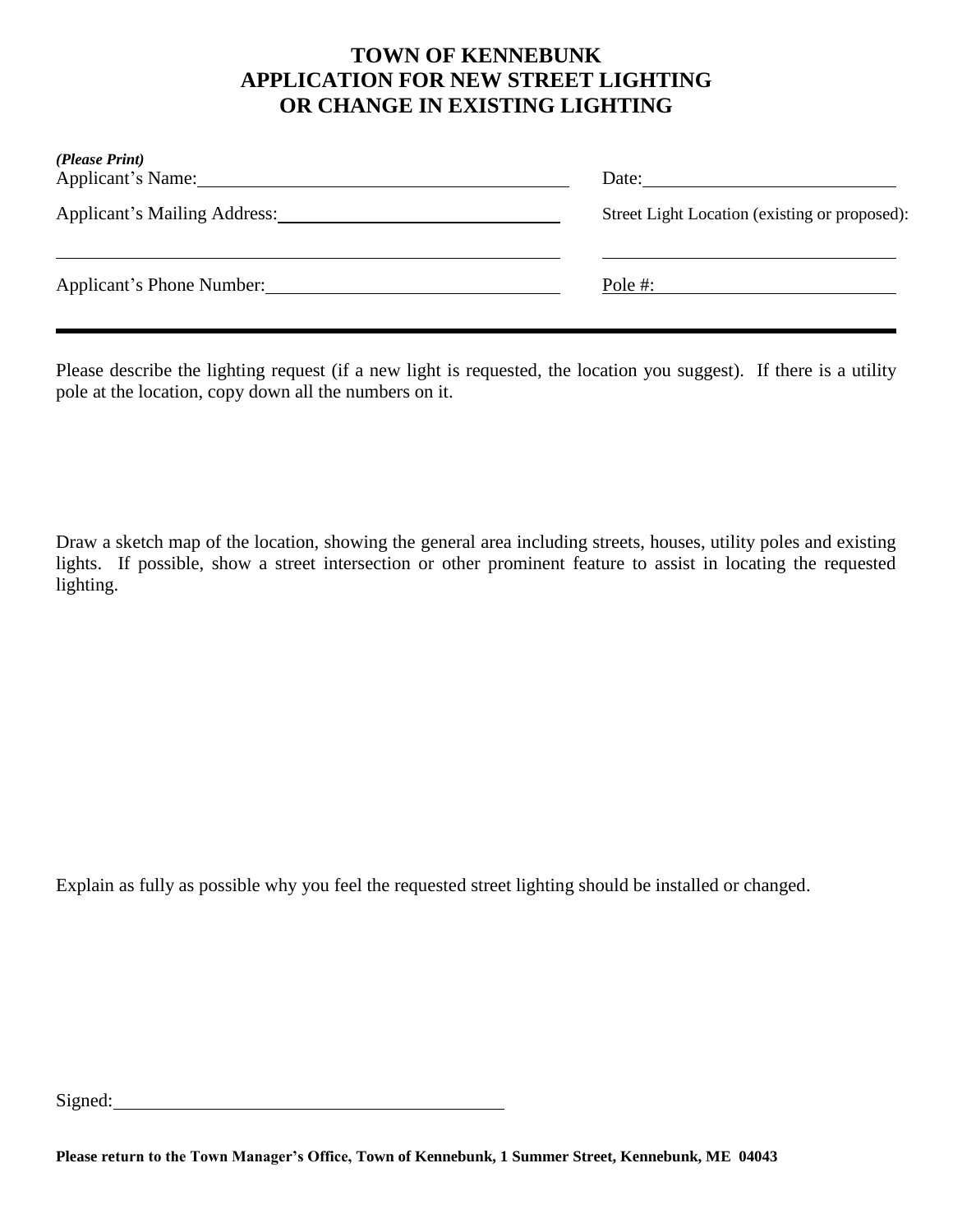# TOWN OF KENNEBUNK
# APPLICATION FOR NEW STREET LIGHTING OR CHANGE IN EXISTING LIGHTING

***(Please Print)***

Applicant's Name: ______________________________

Date: ______________________

Applicant's Mailing Address: ______________________________

______________________________

Street Light Location (existing or proposed):

______________________________

Applicant's Phone Number: ______________________________

Pole #: ______________________

---

Please describe the lighting request (if a new light is requested, the location you suggest). If there is a utility pole at the location, copy down all the numbers on it.

Draw a sketch map of the location, showing the general area including streets, houses, utility poles and existing lights. If possible, show a street intersection or other prominent feature to assist in locating the requested lighting.

Explain as fully as possible why you feel the requested street lighting should be installed or changed.

Signed: ______________________________

**Please return to the Town Manager's Office, Town of Kennebunk, 1 Summer Street, Kennebunk, ME 04043**